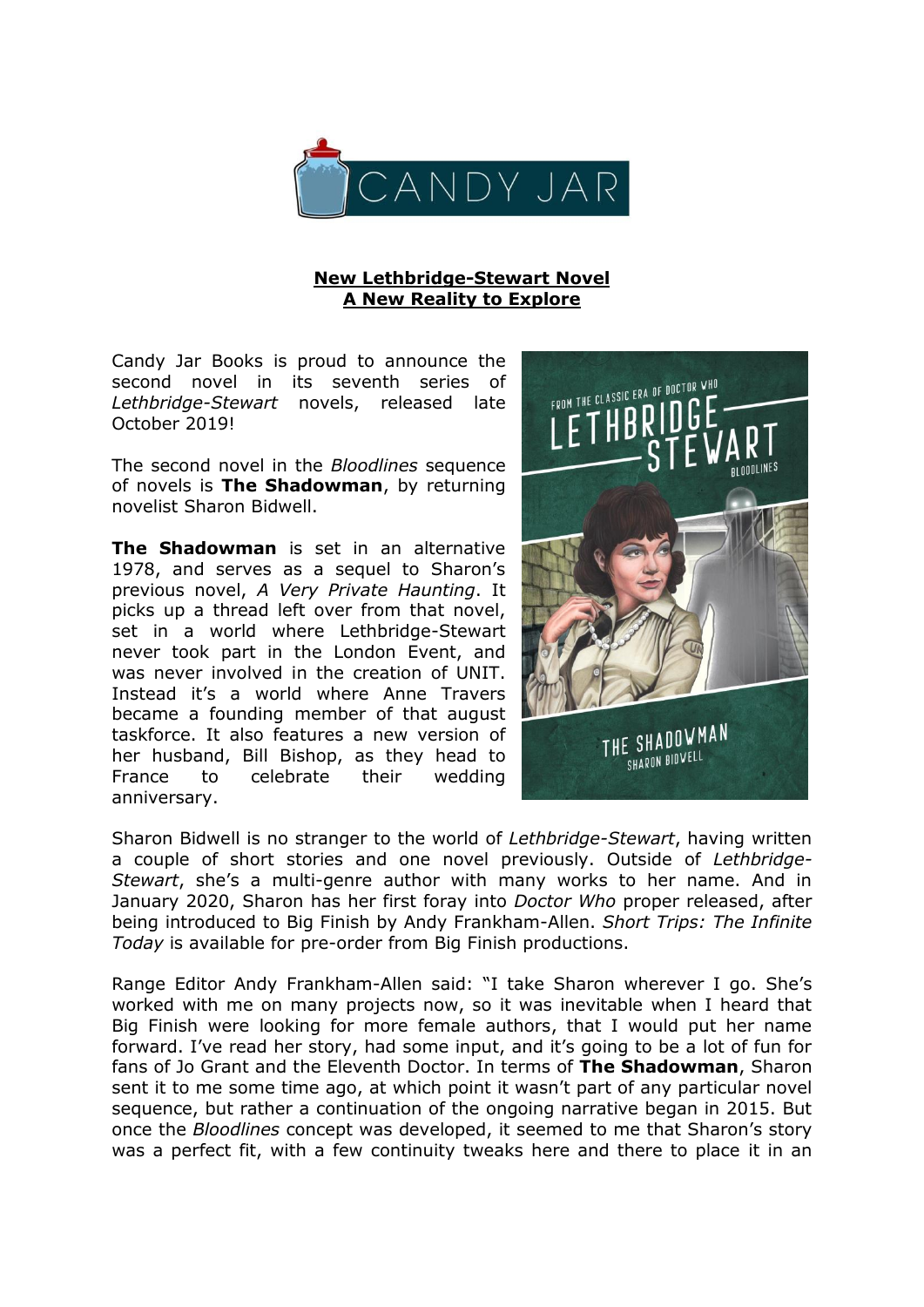**New Lethbridge-Stewart Novel**
**A New Reality to Explore**

Candy Jar Books is proud to announce the second novel in its seventh series of *Lethbridge-Stewart* novels, released late October 2019!

The second novel in the *Bloodlines* sequence of novels is **The Shadowman**, by returning novelist Sharon Bidwell.

**The Shadowman** is set in an alternative 1978, and serves as a sequel to Sharon's previous novel, *A Very Private Haunting*. It picks up a thread left over from that novel, set in a world where Lethbridge-Stewart never took part in the London Event, and was never involved in the creation of UNIT. Instead it's a world where Anne Travers became a founding member of that august taskforce. It also features a new version of her husband, Bill Bishop, as they head to France to celebrate their wedding anniversary.

Sharon Bidwell is no stranger to the world of *Lethbridge-Stewart*, having written a couple of short stories and one novel previously. Outside of *Lethbridge-Stewart*, she's a multi-genre author with many works to her name. And in January 2020, Sharon has her first foray into *Doctor Who* proper released, after being introduced to Big Finish by Andy Frankham-Allen. *Short Trips: The Infinite Today* is available for pre-order from Big Finish productions.

Range Editor Andy Frankham-Allen said: "I take Sharon wherever I go. She's worked with me on many projects now, so it was inevitable when I heard that Big Finish were looking for more female authors, that I would put her name forward. I've read her story, had some input, and it's going to be a lot of fun for fans of Jo Grant and the Eleventh Doctor. In terms of **The Shadowman**, Sharon sent it to me some time ago, at which point it wasn't part of any particular novel sequence, but rather a continuation of the ongoing narrative began in 2015. But once the *Bloodlines* concept was developed, it seemed to me that Sharon's story was a perfect fit, with a few continuity tweaks here and there to place it in an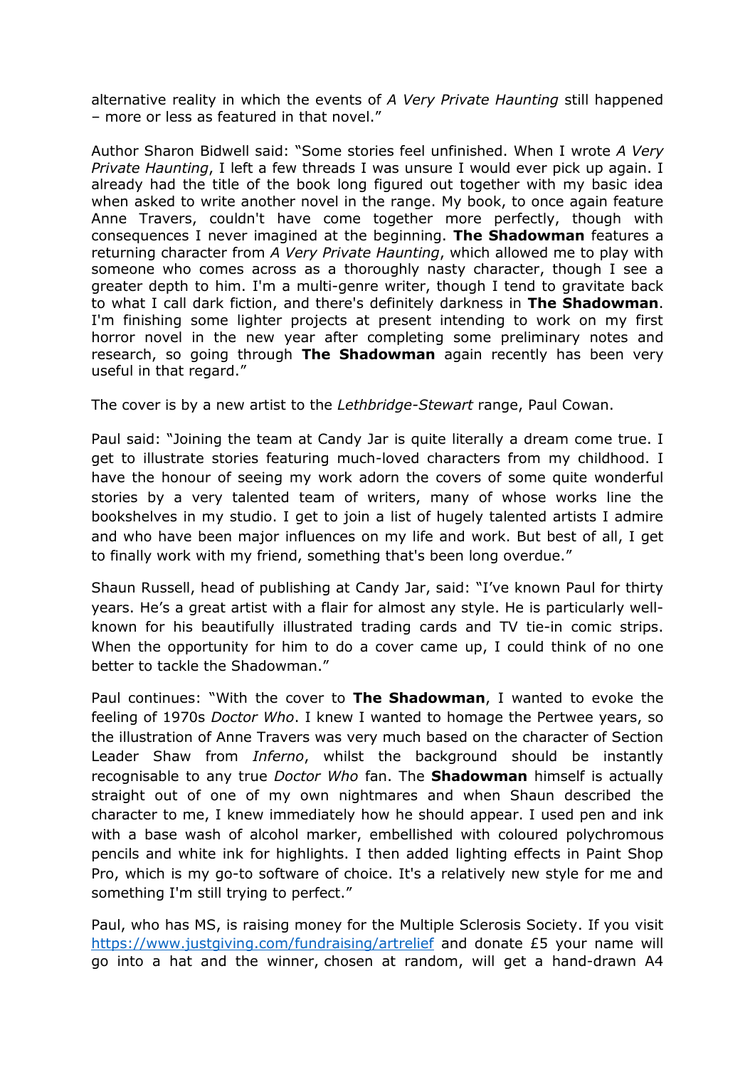alternative reality in which the events of *A Very Private Haunting* still happened – more or less as featured in that novel."

Author Sharon Bidwell said: "Some stories feel unfinished. When I wrote *A Very Private Haunting*, I left a few threads I was unsure I would ever pick up again. I already had the title of the book long figured out together with my basic idea when asked to write another novel in the range. My book, to once again feature Anne Travers, couldn't have come together more perfectly, though with consequences I never imagined at the beginning. **The Shadowman** features a returning character from *A Very Private Haunting*, which allowed me to play with someone who comes across as a thoroughly nasty character, though I see a greater depth to him. I'm a multi-genre writer, though I tend to gravitate back to what I call dark fiction, and there's definitely darkness in **The Shadowman**. I'm finishing some lighter projects at present intending to work on my first horror novel in the new year after completing some preliminary notes and research, so going through **The Shadowman** again recently has been very useful in that regard."

The cover is by a new artist to the *Lethbridge-Stewart* range, Paul Cowan.

Paul said: "Joining the team at Candy Jar is quite literally a dream come true. I get to illustrate stories featuring much-loved characters from my childhood. I have the honour of seeing my work adorn the covers of some quite wonderful stories by a very talented team of writers, many of whose works line the bookshelves in my studio. I get to join a list of hugely talented artists I admire and who have been major influences on my life and work. But best of all, I get to finally work with my friend, something that's been long overdue."

Shaun Russell, head of publishing at Candy Jar, said: "I've known Paul for thirty years. He's a great artist with a flair for almost any style. He is particularly well-known for his beautifully illustrated trading cards and TV tie-in comic strips. When the opportunity for him to do a cover came up, I could think of no one better to tackle the Shadowman."

Paul continues: "With the cover to **The Shadowman**, I wanted to evoke the feeling of 1970s *Doctor Who*. I knew I wanted to homage the Pertwee years, so the illustration of Anne Travers was very much based on the character of Section Leader Shaw from *Inferno*, whilst the background should be instantly recognisable to any true *Doctor Who* fan. The **Shadowman** himself is actually straight out of one of my own nightmares and when Shaun described the character to me, I knew immediately how he should appear. I used pen and ink with a base wash of alcohol marker, embellished with coloured polychromous pencils and white ink for highlights. I then added lighting effects in Paint Shop Pro, which is my go-to software of choice. It's a relatively new style for me and something I'm still trying to perfect."

Paul, who has MS, is raising money for the Multiple Sclerosis Society. If you visit [https://www.justgiving.com/fundraising/artrelief](https://www.justgiving.com/fundraising/artrelief) and donate £5 your name will go into a hat and the winner, chosen at random, will get a hand-drawn A4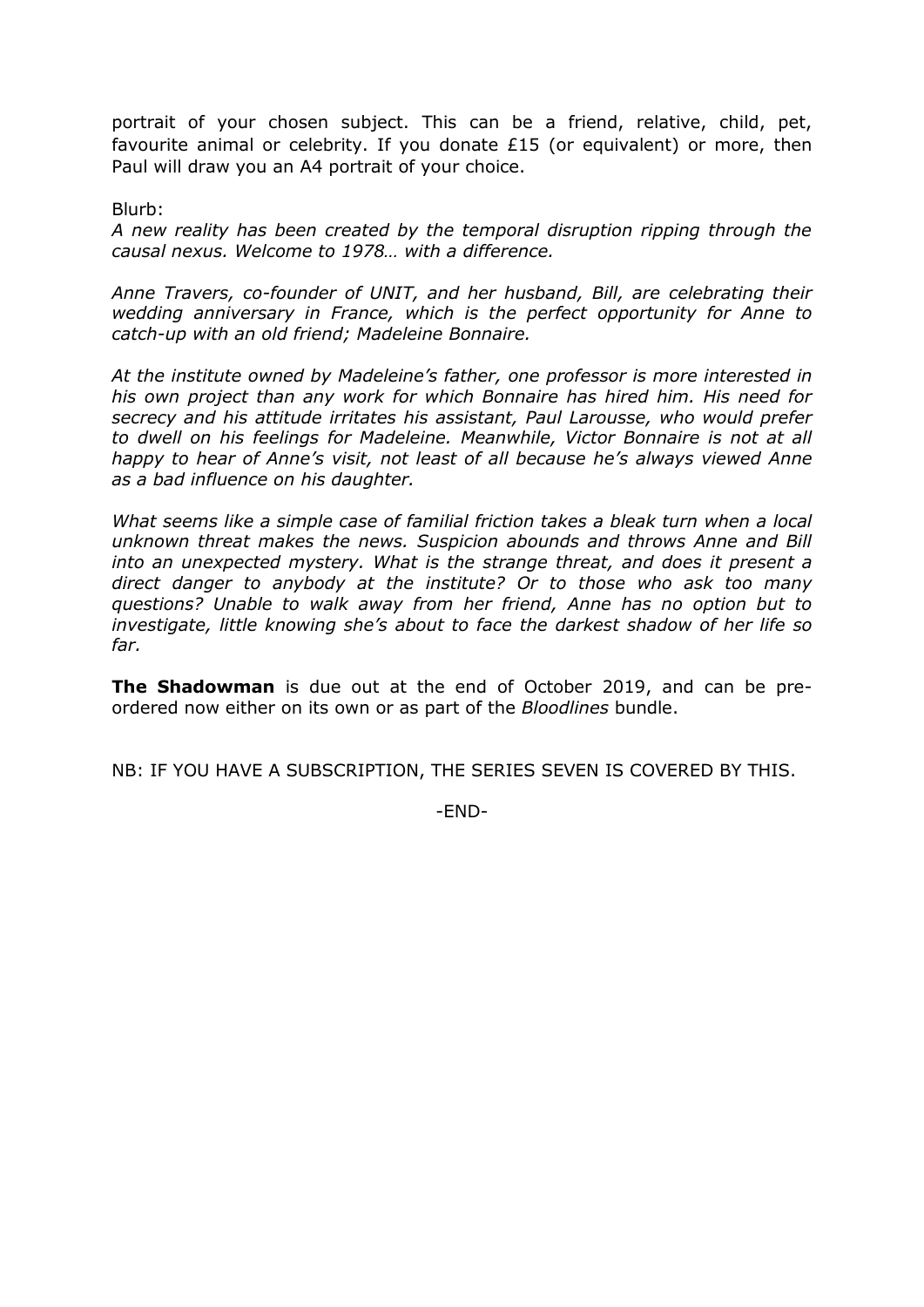portrait of your chosen subject. This can be a friend, relative, child, pet, favourite animal or celebrity. If you donate £15 (or equivalent) or more, then Paul will draw you an A4 portrait of your choice.

Blurb:

*A new reality has been created by the temporal disruption ripping through the causal nexus. Welcome to 1978… with a difference.*

*Anne Travers, co-founder of UNIT, and her husband, Bill, are celebrating their wedding anniversary in France, which is the perfect opportunity for Anne to catch-up with an old friend; Madeleine Bonnaire.*

*At the institute owned by Madeleine's father, one professor is more interested in his own project than any work for which Bonnaire has hired him. His need for secrecy and his attitude irritates his assistant, Paul Larousse, who would prefer to dwell on his feelings for Madeleine. Meanwhile, Victor Bonnaire is not at all happy to hear of Anne's visit, not least of all because he's always viewed Anne as a bad influence on his daughter.*

*What seems like a simple case of familial friction takes a bleak turn when a local unknown threat makes the news. Suspicion abounds and throws Anne and Bill into an unexpected mystery. What is the strange threat, and does it present a direct danger to anybody at the institute? Or to those who ask too many questions? Unable to walk away from her friend, Anne has no option but to investigate, little knowing she's about to face the darkest shadow of her life so far.*

**The Shadowman** is due out at the end of October 2019, and can be pre-ordered now either on its own or as part of the *Bloodlines* bundle.

NB: IF YOU HAVE A SUBSCRIPTION, THE SERIES SEVEN IS COVERED BY THIS.

-END-